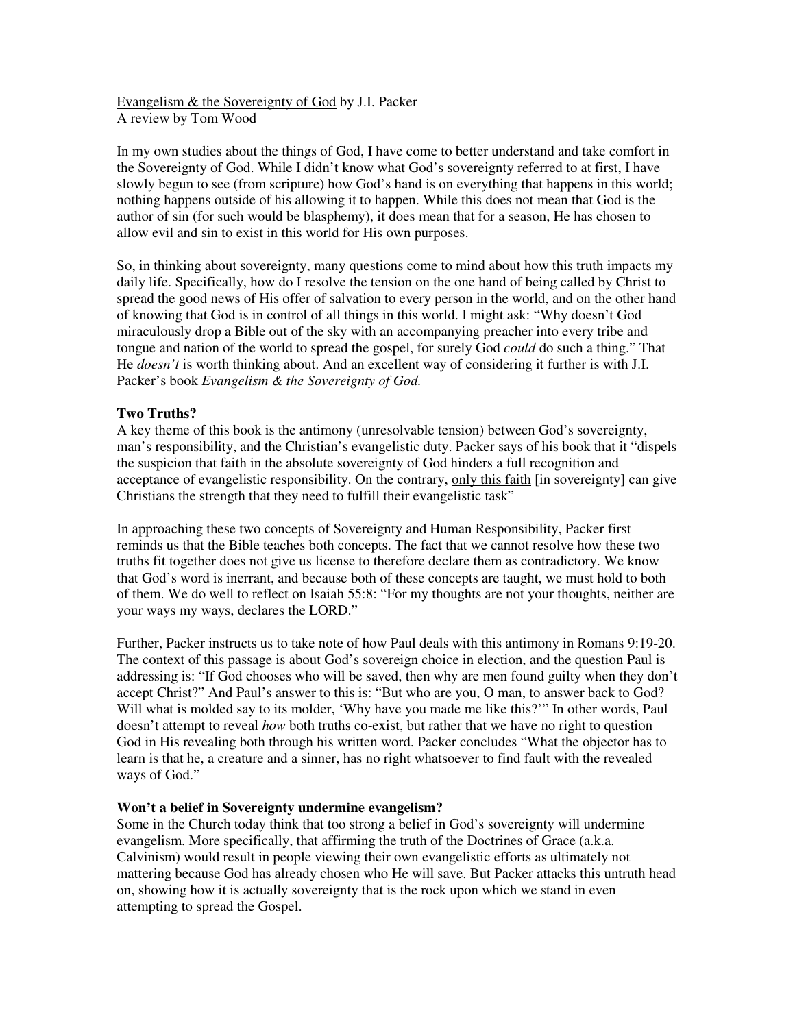Evangelism & the Sovereignty of God by J.I. Packer
A review by Tom Wood

In my own studies about the things of God, I have come to better understand and take comfort in the Sovereignty of God. While I didn't know what God's sovereignty referred to at first, I have slowly begun to see (from scripture) how God's hand is on everything that happens in this world; nothing happens outside of his allowing it to happen. While this does not mean that God is the author of sin (for such would be blasphemy), it does mean that for a season, He has chosen to allow evil and sin to exist in this world for His own purposes.

So, in thinking about sovereignty, many questions come to mind about how this truth impacts my daily life. Specifically, how do I resolve the tension on the one hand of being called by Christ to spread the good news of His offer of salvation to every person in the world, and on the other hand of knowing that God is in control of all things in this world. I might ask: "Why doesn't God miraculously drop a Bible out of the sky with an accompanying preacher into every tribe and tongue and nation of the world to spread the gospel, for surely God *could* do such a thing." That He *doesn't* is worth thinking about. And an excellent way of considering it further is with J.I. Packer's book *Evangelism & the Sovereignty of God.*

**Two Truths?**

A key theme of this book is the antimony (unresolvable tension) between God's sovereignty, man's responsibility, and the Christian's evangelistic duty. Packer says of his book that it "dispels the suspicion that faith in the absolute sovereignty of God hinders a full recognition and acceptance of evangelistic responsibility. On the contrary, only this faith [in sovereignty] can give Christians the strength that they need to fulfill their evangelistic task"

In approaching these two concepts of Sovereignty and Human Responsibility, Packer first reminds us that the Bible teaches both concepts. The fact that we cannot resolve how these two truths fit together does not give us license to therefore declare them as contradictory. We know that God's word is inerrant, and because both of these concepts are taught, we must hold to both of them. We do well to reflect on Isaiah 55:8: "For my thoughts are not your thoughts, neither are your ways my ways, declares the LORD."

Further, Packer instructs us to take note of how Paul deals with this antimony in Romans 9:19-20. The context of this passage is about God's sovereign choice in election, and the question Paul is addressing is: "If God chooses who will be saved, then why are men found guilty when they don't accept Christ?" And Paul's answer to this is: "But who are you, O man, to answer back to God? Will what is molded say to its molder, 'Why have you made me like this?'" In other words, Paul doesn't attempt to reveal *how* both truths co-exist, but rather that we have no right to question God in His revealing both through his written word. Packer concludes "What the objector has to learn is that he, a creature and a sinner, has no right whatsoever to find fault with the revealed ways of God."

**Won't a belief in Sovereignty undermine evangelism?**

Some in the Church today think that too strong a belief in God's sovereignty will undermine evangelism. More specifically, that affirming the truth of the Doctrines of Grace (a.k.a. Calvinism) would result in people viewing their own evangelistic efforts as ultimately not mattering because God has already chosen who He will save. But Packer attacks this untruth head on, showing how it is actually sovereignty that is the rock upon which we stand in even attempting to spread the Gospel.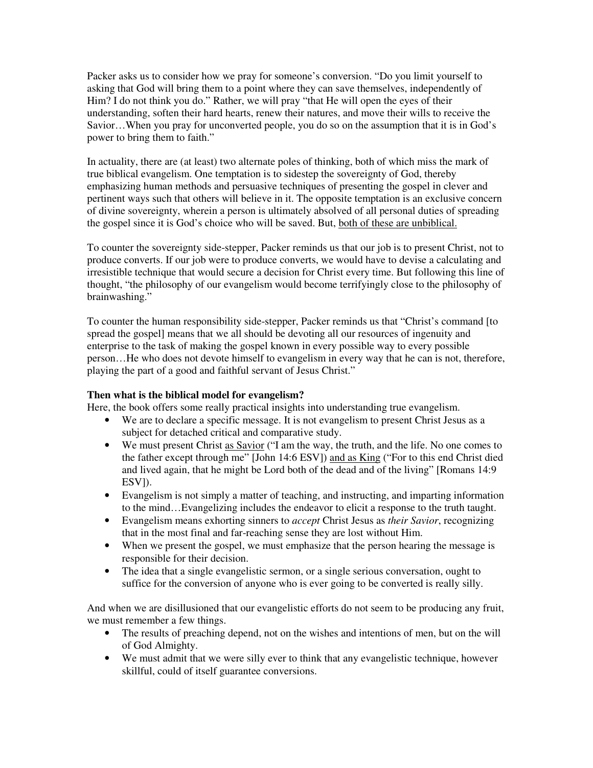Packer asks us to consider how we pray for someone's conversion. "Do you limit yourself to asking that God will bring them to a point where they can save themselves, independently of Him? I do not think you do." Rather, we will pray "that He will open the eyes of their understanding, soften their hard hearts, renew their natures, and move their wills to receive the Savior…When you pray for unconverted people, you do so on the assumption that it is in God's power to bring them to faith."

In actuality, there are (at least) two alternate poles of thinking, both of which miss the mark of true biblical evangelism. One temptation is to sidestep the sovereignty of God, thereby emphasizing human methods and persuasive techniques of presenting the gospel in clever and pertinent ways such that others will believe in it. The opposite temptation is an exclusive concern of divine sovereignty, wherein a person is ultimately absolved of all personal duties of spreading the gospel since it is God's choice who will be saved. But, <u>both of these are unbiblical.</u>

To counter the sovereignty side-stepper, Packer reminds us that our job is to present Christ, not to produce converts. If our job were to produce converts, we would have to devise a calculating and irresistible technique that would secure a decision for Christ every time. But following this line of thought, "the philosophy of our evangelism would become terrifyingly close to the philosophy of brainwashing."

To counter the human responsibility side-stepper, Packer reminds us that "Christ's command [to spread the gospel] means that we all should be devoting all our resources of ingenuity and enterprise to the task of making the gospel known in every possible way to every possible person…He who does not devote himself to evangelism in every way that he can is not, therefore, playing the part of a good and faithful servant of Jesus Christ."

**Then what is the biblical model for evangelism?**

Here, the book offers some really practical insights into understanding true evangelism.

- We are to declare a specific message. It is not evangelism to present Christ Jesus as a subject for detached critical and comparative study.
- We must present Christ <u>as Savior</u> ("I am the way, the truth, and the life. No one comes to the father except through me" [John 14:6 ESV]) <u>and as King</u> ("For to this end Christ died and lived again, that he might be Lord both of the dead and of the living" [Romans 14:9 ESV]).
- Evangelism is not simply a matter of teaching, and instructing, and imparting information to the mind…Evangelizing includes the endeavor to elicit a response to the truth taught.
- Evangelism means exhorting sinners to *accept* Christ Jesus as *their Savior*, recognizing that in the most final and far-reaching sense they are lost without Him.
- When we present the gospel, we must emphasize that the person hearing the message is responsible for their decision.
- The idea that a single evangelistic sermon, or a single serious conversation, ought to suffice for the conversion of anyone who is ever going to be converted is really silly.

And when we are disillusioned that our evangelistic efforts do not seem to be producing any fruit, we must remember a few things.

- The results of preaching depend, not on the wishes and intentions of men, but on the will of God Almighty.
- We must admit that we were silly ever to think that any evangelistic technique, however skillful, could of itself guarantee conversions.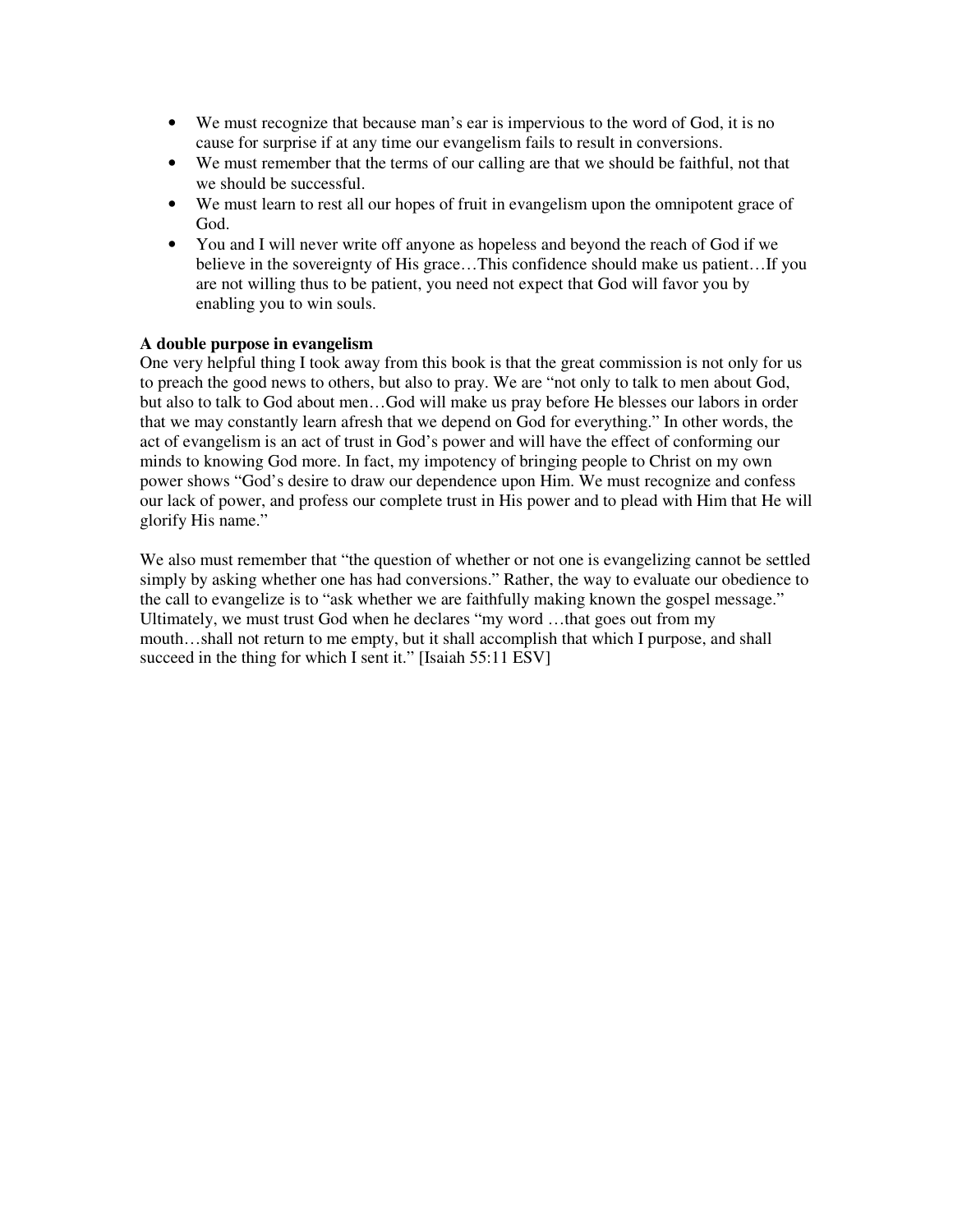- We must recognize that because man's ear is impervious to the word of God, it is no cause for surprise if at any time our evangelism fails to result in conversions.
- We must remember that the terms of our calling are that we should be faithful, not that we should be successful.
- We must learn to rest all our hopes of fruit in evangelism upon the omnipotent grace of God.
- You and I will never write off anyone as hopeless and beyond the reach of God if we believe in the sovereignty of His grace…This confidence should make us patient…If you are not willing thus to be patient, you need not expect that God will favor you by enabling you to win souls.

**A double purpose in evangelism**

One very helpful thing I took away from this book is that the great commission is not only for us to preach the good news to others, but also to pray. We are "not only to talk to men about God, but also to talk to God about men…God will make us pray before He blesses our labors in order that we may constantly learn afresh that we depend on God for everything." In other words, the act of evangelism is an act of trust in God's power and will have the effect of conforming our minds to knowing God more. In fact, my impotency of bringing people to Christ on my own power shows "God's desire to draw our dependence upon Him. We must recognize and confess our lack of power, and profess our complete trust in His power and to plead with Him that He will glorify His name."

We also must remember that "the question of whether or not one is evangelizing cannot be settled simply by asking whether one has had conversions." Rather, the way to evaluate our obedience to the call to evangelize is to "ask whether we are faithfully making known the gospel message." Ultimately, we must trust God when he declares "my word …that goes out from my mouth…shall not return to me empty, but it shall accomplish that which I purpose, and shall succeed in the thing for which I sent it." [Isaiah 55:11 ESV]